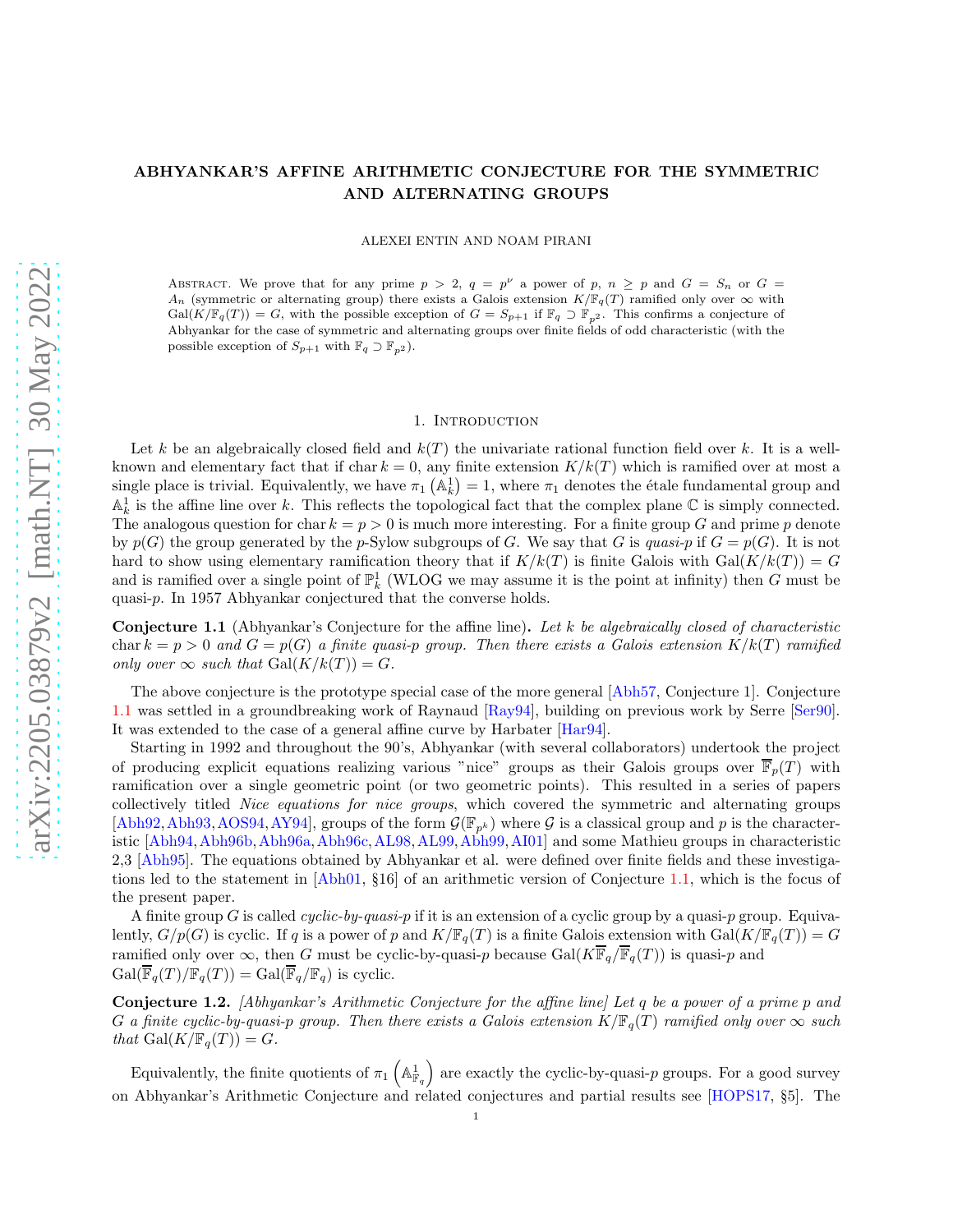# ABHYANKAR'S AFFINE ARITHMETIC CONJECTURE FOR THE SYMMETRIC AND ALTERNATING GROUPS

ALEXEI ENTIN AND NOAM PIRANI

Abstract. We prove that for any prime $p > 2$, $q = p^\nu$ a power of $p$, $n \geq p$ and $G = S_n$ or $G = A_n$ (symmetric or alternating group) there exists a Galois extension $K/\mathbb{F}_q(T)$ ramified only over $\infty$ with $\mathrm{Gal}(K/\mathbb{F}_q(T)) = G$, with the possible exception of $G = S_{p+1}$ if $\mathbb{F}_q \supset \mathbb{F}_{p^2}$. This confirms a conjecture of Abhyankar for the case of symmetric and alternating groups over finite fields of odd characteristic (with the possible exception of $S_{p+1}$ with $\mathbb{F}_q \supset \mathbb{F}_{p^2}$).

## 1. Introduction

Let $k$ be an algebraically closed field and $k(T)$ the univariate rational function field over $k$. It is a well-known and elementary fact that if $\mathrm{char}\, k = 0$, any finite extension $K/k(T)$ which is ramified over at most a single place is trivial. Equivalently, we have $\pi_1\left(\mathbb{A}^1_k\right) = 1$, where $\pi_1$ denotes the étale fundamental group and $\mathbb{A}^1_k$ is the affine line over $k$. This reflects the topological fact that the complex plane $\mathbb{C}$ is simply connected. The analogous question for $\mathrm{char}\, k = p > 0$ is much more interesting. For a finite group $G$ and prime $p$ denote by $p(G)$ the group generated by the $p$-Sylow subgroups of $G$. We say that $G$ is *quasi-p* if $G = p(G)$. It is not hard to show using elementary ramification theory that if $K/k(T)$ is finite Galois with $\mathrm{Gal}(K/k(T)) = G$ and is ramified over a single point of $\mathbb{P}^1_k$ (WLOG we may assume it is the point at infinity) then $G$ must be quasi-$p$. In 1957 Abhyankar conjectured that the converse holds.

**Conjecture 1.1** (Abhyankar's Conjecture for the affine line)**.** *Let $k$ be algebraically closed of characteristic $\mathrm{char}\, k = p > 0$ and $G = p(G)$ a finite quasi-$p$ group. Then there exists a Galois extension $K/k(T)$ ramified only over $\infty$ such that $\mathrm{Gal}(K/k(T)) = G$.*

The above conjecture is the prototype special case of the more general [Abh57, Conjecture 1]. Conjecture 1.1 was settled in a groundbreaking work of Raynaud [Ray94], building on previous work by Serre [Ser90]. It was extended to the case of a general affine curve by Harbater [Har94].

Starting in 1992 and throughout the 90's, Abhyankar (with several collaborators) undertook the project of producing explicit equations realizing various "nice" groups as their Galois groups over $\overline{\mathbb{F}}_p(T)$ with ramification over a single geometric point (or two geometric points). This resulted in a series of papers collectively titled *Nice equations for nice groups*, which covered the symmetric and alternating groups [Abh92, Abh93, AOS94, AY94], groups of the form $\mathcal{G}(\mathbb{F}_{p^k})$ where $\mathcal{G}$ is a classical group and $p$ is the characteristic [Abh94, Abh96b, Abh96a, Abh96c, AL98, AL99, Abh99, AI01] and some Mathieu groups in characteristic 2,3 [Abh95]. The equations obtained by Abhyankar et al. were defined over finite fields and these investigations led to the statement in [Abh01, §16] of an arithmetic version of Conjecture 1.1, which is the focus of the present paper.

A finite group $G$ is called *cyclic-by-quasi-p* if it is an extension of a cyclic group by a quasi-$p$ group. Equivalently, $G/p(G)$ is cyclic. If $q$ is a power of $p$ and $K/\mathbb{F}_q(T)$ is a finite Galois extension with $\mathrm{Gal}(K/\mathbb{F}_q(T)) = G$ ramified only over $\infty$, then $G$ must be cyclic-by-quasi-$p$ because $\mathrm{Gal}(K\overline{\mathbb{F}}_q/\overline{\mathbb{F}}_q(T))$ is quasi-$p$ and $\mathrm{Gal}(\overline{\mathbb{F}}_q(T)/\mathbb{F}_q(T)) = \mathrm{Gal}(\overline{\mathbb{F}}_q/\mathbb{F}_q)$ is cyclic.

**Conjecture 1.2.** *[Abhyankar's Arithmetic Conjecture for the affine line] Let $q$ be a power of a prime $p$ and $G$ a finite cyclic-by-quasi-$p$ group. Then there exists a Galois extension $K/\mathbb{F}_q(T)$ ramified only over $\infty$ such that $\mathrm{Gal}(K/\mathbb{F}_q(T)) = G$.*

Equivalently, the finite quotients of $\pi_1\left(\mathbb{A}^1_{\mathbb{F}_q}\right)$ are exactly the cyclic-by-quasi-$p$ groups. For a good survey on Abhyankar's Arithmetic Conjecture and related conjectures and partial results see [HOPS17, §5]. The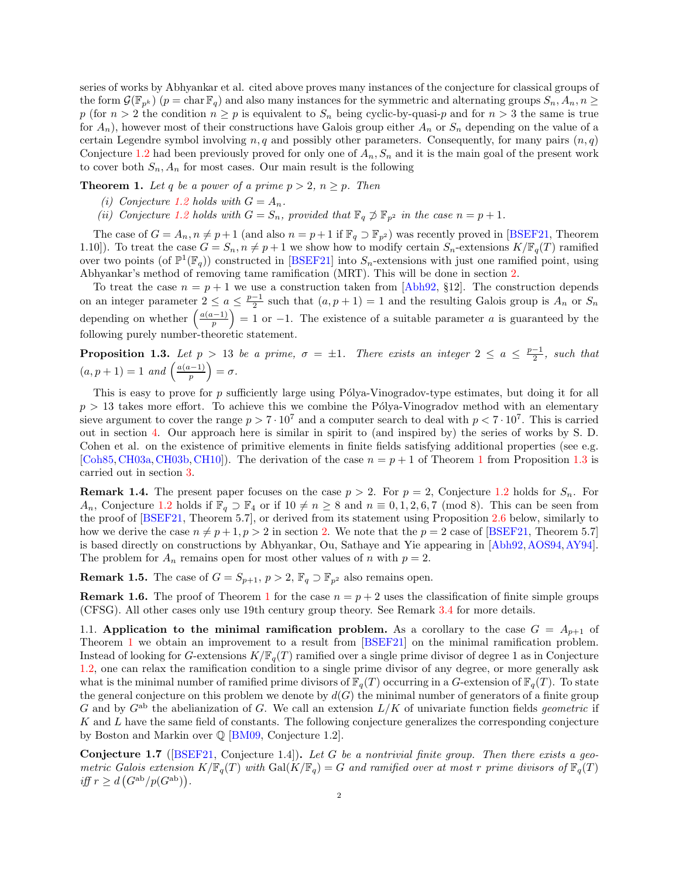series of works by Abhyankar et al. cited above proves many instances of the conjecture for classical groups of the form $\mathcal{G}(\mathbb{F}_{p^k})$ ($p = \operatorname{char} \mathbb{F}_q$) and also many instances for the symmetric and alternating groups $S_n, A_n, n \geq p$ (for $n > 2$ the condition $n \geq p$ is equivalent to $S_n$ being cyclic-by-quasi-$p$ and for $n > 3$ the same is true for $A_n$), however most of their constructions have Galois group either $A_n$ or $S_n$ depending on the value of a certain Legendre symbol involving $n, q$ and possibly other parameters. Consequently, for many pairs $(n, q)$ Conjecture 1.2 had been previously proved for only one of $A_n, S_n$ and it is the main goal of the present work to cover both $S_n, A_n$ for most cases. Our main result is the following

**Theorem 1.** *Let $q$ be a power of a prime $p > 2$, $n \geq p$. Then*

*(i) Conjecture 1.2 holds with $G = A_n$.*

*(ii) Conjecture 1.2 holds with $G = S_n$, provided that $\mathbb{F}_q \not\supset \mathbb{F}_{p^2}$ in the case $n = p + 1$.*

The case of $G = A_n, n \neq p+1$ (and also $n = p+1$ if $\mathbb{F}_q \supset \mathbb{F}_{p^2}$) was recently proved in [BSEF21, Theorem 1.10]). To treat the case $G = S_n, n \neq p+1$ we show how to modify certain $S_n$-extensions $K/\mathbb{F}_q(T)$ ramified over two points (of $\mathbb{P}^1(\mathbb{F}_q)$) constructed in [BSEF21] into $S_n$-extensions with just one ramified point, using Abhyankar's method of removing tame ramification (MRT). This will be done in section 2.

To treat the case $n = p + 1$ we use a construction taken from [Abh92, §12]. The construction depends on an integer parameter $2 \leq a \leq \frac{p-1}{2}$ such that $(a, p+1) = 1$ and the resulting Galois group is $A_n$ or $S_n$ depending on whether $\left(\frac{a(a-1)}{p}\right) = 1$ or $-1$. The existence of a suitable parameter $a$ is guaranteed by the following purely number-theoretic statement.

**Proposition 1.3.** *Let $p > 13$ be a prime, $\sigma = \pm 1$. There exists an integer $2 \leq a \leq \frac{p-1}{2}$, such that $(a, p+1) = 1$ and $\left(\frac{a(a-1)}{p}\right) = \sigma$.*

This is easy to prove for $p$ sufficiently large using Pólya-Vinogradov-type estimates, but doing it for all $p > 13$ takes more effort. To achieve this we combine the Pólya-Vinogradov method with an elementary sieve argument to cover the range $p > 7 \cdot 10^7$ and a computer search to deal with $p < 7 \cdot 10^7$. This is carried out in section 4. Our approach here is similar in spirit to (and inspired by) the series of works by S. D. Cohen et al. on the existence of primitive elements in finite fields satisfying additional properties (see e.g. [Coh85, CH03a, CH03b, CH10]). The derivation of the case $n = p + 1$ of Theorem 1 from Proposition 1.3 is carried out in section 3.

**Remark 1.4.** The present paper focuses on the case $p > 2$. For $p = 2$, Conjecture 1.2 holds for $S_n$. For $A_n$, Conjecture 1.2 holds if $\mathbb{F}_q \supset \mathbb{F}_4$ or if $10 \neq n \geq 8$ and $n \equiv 0, 1, 2, 6, 7 \pmod 8$. This can be seen from the proof of [BSEF21, Theorem 5.7], or derived from its statement using Proposition 2.6 below, similarly to how we derive the case $n \neq p + 1, p > 2$ in section 2. We note that the $p = 2$ case of [BSEF21, Theorem 5.7] is based directly on constructions by Abhyankar, Ou, Sathaye and Yie appearing in [Abh92, AOS94, AY94]. The problem for $A_n$ remains open for most other values of $n$ with $p = 2$.

**Remark 1.5.** The case of $G = S_{p+1}$, $p > 2$, $\mathbb{F}_q \supset \mathbb{F}_{p^2}$ also remains open.

**Remark 1.6.** The proof of Theorem 1 for the case $n = p + 2$ uses the classification of finite simple groups (CFSG). All other cases only use 19th century group theory. See Remark 3.4 for more details.

1.1. **Application to the minimal ramification problem.** As a corollary to the case $G = A_{p+1}$ of Theorem 1 we obtain an improvement to a result from [BSEF21] on the minimal ramification problem. Instead of looking for $G$-extensions $K/\mathbb{F}_q(T)$ ramified over a single prime divisor of degree 1 as in Conjecture 1.2, one can relax the ramification condition to a single prime divisor of any degree, or more generally ask what is the minimal number of ramified prime divisors of $\mathbb{F}_q(T)$ occurring in a $G$-extension of $\mathbb{F}_q(T)$. To state the general conjecture on this problem we denote by $d(G)$ the minimal number of generators of a finite group $G$ and by $G^{\mathrm{ab}}$ the abelianization of $G$. We call an extension $L/K$ of univariate function fields *geometric* if $K$ and $L$ have the same field of constants. The following conjecture generalizes the corresponding conjecture by Boston and Markin over $\mathbb{Q}$ [BM09, Conjecture 1.2].

**Conjecture 1.7** ([BSEF21, Conjecture 1.4])**.** *Let $G$ be a nontrivial finite group. Then there exists a geometric Galois extension $K/\mathbb{F}_q(T)$ with $\mathrm{Gal}(K/\mathbb{F}_q) = G$ and ramified over at most $r$ prime divisors of $\mathbb{F}_q(T)$ iff $r \geq d\left(G^{\mathrm{ab}}/p(G^{\mathrm{ab}})\right)$.*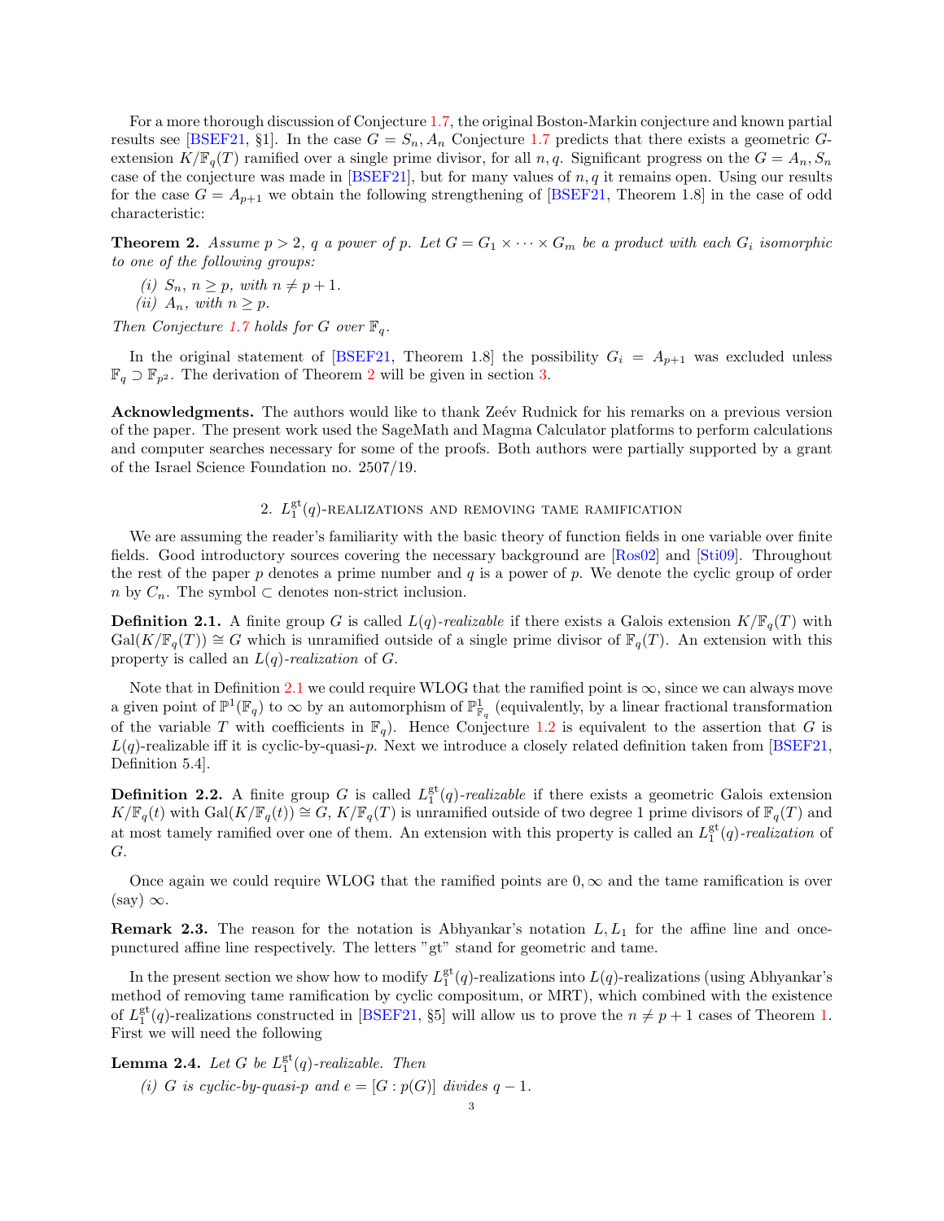For a more thorough discussion of Conjecture 1.7, the original Boston-Markin conjecture and known partial results see [BSEF21, §1]. In the case $G = S_n, A_n$ Conjecture 1.7 predicts that there exists a geometric $G$-extension $K/\mathbb{F}_q(T)$ ramified over a single prime divisor, for all $n, q$. Significant progress on the $G = A_n, S_n$ case of the conjecture was made in [BSEF21], but for many values of $n, q$ it remains open. Using our results for the case $G = A_{p+1}$ we obtain the following strengthening of [BSEF21, Theorem 1.8] in the case of odd characteristic:

**Theorem 2.** *Assume $p > 2$, $q$ a power of $p$. Let $G = G_1 \times \cdots \times G_m$ be a product with each $G_i$ isomorphic to one of the following groups:*

*(i) $S_n$, $n \geq p$, with $n \neq p + 1$.*

*(ii) $A_n$, with $n \geq p$.*

*Then Conjecture 1.7 holds for $G$ over $\mathbb{F}_q$.*

In the original statement of [BSEF21, Theorem 1.8] the possibility $G_i = A_{p+1}$ was excluded unless $\mathbb{F}_q \supset \mathbb{F}_{p^2}$. The derivation of Theorem 2 will be given in section 3.

**Acknowledgments.** The authors would like to thank Zeév Rudnick for his remarks on a previous version of the paper. The present work used the SageMath and Magma Calculator platforms to perform calculations and computer searches necessary for some of the proofs. Both authors were partially supported by a grant of the Israel Science Foundation no. 2507/19.

## 2. $L_1^{\text{gt}}(q)$-realizations and removing tame ramification

We are assuming the reader's familiarity with the basic theory of function fields in one variable over finite fields. Good introductory sources covering the necessary background are [Ros02] and [Sti09]. Throughout the rest of the paper $p$ denotes a prime number and $q$ is a power of $p$. We denote the cyclic group of order $n$ by $C_n$. The symbol $\subset$ denotes non-strict inclusion.

**Definition 2.1.** A finite group $G$ is called *$L(q)$-realizable* if there exists a Galois extension $K/\mathbb{F}_q(T)$ with $\mathrm{Gal}(K/\mathbb{F}_q(T)) \cong G$ which is unramified outside of a single prime divisor of $\mathbb{F}_q(T)$. An extension with this property is called an *$L(q)$-realization* of $G$.

Note that in Definition 2.1 we could require WLOG that the ramified point is $\infty$, since we can always move a given point of $\mathbb{P}^1(\mathbb{F}_q)$ to $\infty$ by an automorphism of $\mathbb{P}^1_{\mathbb{F}_q}$ (equivalently, by a linear fractional transformation of the variable $T$ with coefficients in $\mathbb{F}_q$). Hence Conjecture 1.2 is equivalent to the assertion that $G$ is $L(q)$-realizable iff it is cyclic-by-quasi-$p$. Next we introduce a closely related definition taken from [BSEF21, Definition 5.4].

**Definition 2.2.** A finite group $G$ is called *$L_1^{\text{gt}}(q)$-realizable* if there exists a geometric Galois extension $K/\mathbb{F}_q(t)$ with $\mathrm{Gal}(K/\mathbb{F}_q(t)) \cong G$, $K/\mathbb{F}_q(T)$ is unramified outside of two degree 1 prime divisors of $\mathbb{F}_q(T)$ and at most tamely ramified over one of them. An extension with this property is called an *$L_1^{\text{gt}}(q)$-realization* of $G$.

Once again we could require WLOG that the ramified points are $0, \infty$ and the tame ramification is over (say) $\infty$.

**Remark 2.3.** The reason for the notation is Abhyankar's notation $L, L_1$ for the affine line and once-punctured affine line respectively. The letters "gt" stand for geometric and tame.

In the present section we show how to modify $L_1^{\text{gt}}(q)$-realizations into $L(q)$-realizations (using Abhyankar's method of removing tame ramification by cyclic compositum, or MRT), which combined with the existence of $L_1^{\text{gt}}(q)$-realizations constructed in [BSEF21, §5] will allow us to prove the $n \neq p + 1$ cases of Theorem 1. First we will need the following

**Lemma 2.4.** *Let $G$ be $L_1^{\text{gt}}(q)$-realizable. Then*

*(i) $G$ is cyclic-by-quasi-$p$ and $e = [G : p(G)]$ divides $q - 1$.*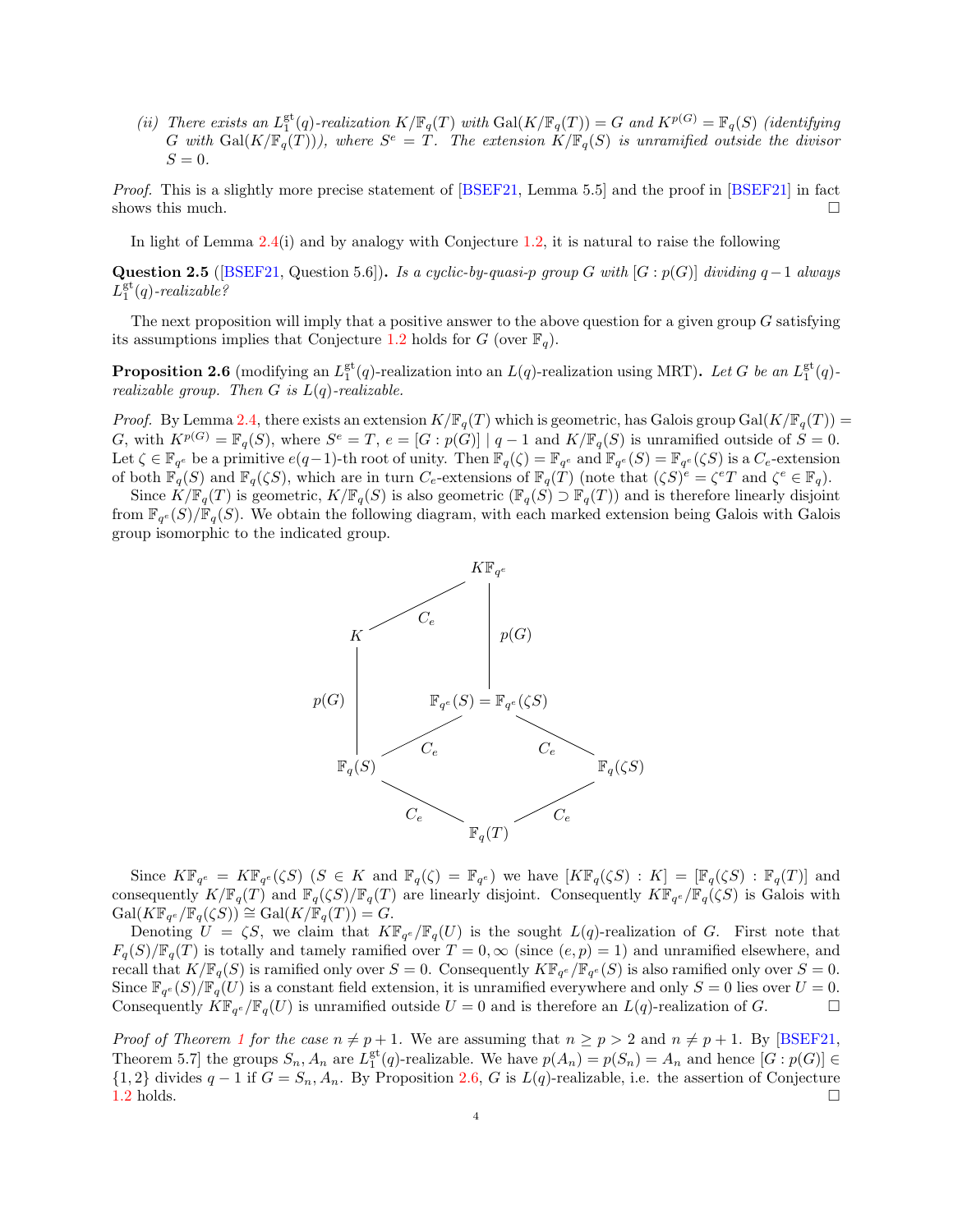(ii) *There exists an* $L_1^{\mathrm{gt}}(q)$*-realization* $K/\mathbb{F}_q(T)$ *with* $\mathrm{Gal}(K/\mathbb{F}_q(T)) = G$ *and* $K^{p(G)} = \mathbb{F}_q(S)$ *(identifying* $G$ *with* $\mathrm{Gal}(K/\mathbb{F}_q(T))$*), where* $S^e = T$*. The extension* $K/\mathbb{F}_q(S)$ *is unramified outside the divisor* $S = 0$*.*

*Proof.* This is a slightly more precise statement of [BSEF21, Lemma 5.5] and the proof in [BSEF21] in fact shows this much. □

In light of Lemma 2.4(i) and by analogy with Conjecture 1.2, it is natural to raise the following

**Question 2.5** ([BSEF21, Question 5.6])**.** *Is a cyclic-by-quasi-*$p$ *group* $G$ *with* $[G : p(G)]$ *dividing* $q-1$ *always* $L_1^{\mathrm{gt}}(q)$*-realizable?*

The next proposition will imply that a positive answer to the above question for a given group $G$ satisfying its assumptions implies that Conjecture 1.2 holds for $G$ (over $\mathbb{F}_q$).

**Proposition 2.6** (modifying an $L_1^{\mathrm{gt}}(q)$-realization into an $L(q)$-realization using MRT)**.** *Let* $G$ *be an* $L_1^{\mathrm{gt}}(q)$*-realizable group. Then* $G$ *is* $L(q)$*-realizable.*

*Proof.* By Lemma 2.4, there exists an extension $K/\mathbb{F}_q(T)$ which is geometric, has Galois group $\mathrm{Gal}(K/\mathbb{F}_q(T)) = G$, with $K^{p(G)} = \mathbb{F}_q(S)$, where $S^e = T$, $e = [G : p(G)] \mid q-1$ and $K/\mathbb{F}_q(S)$ is unramified outside of $S = 0$. Let $\zeta \in \mathbb{F}_{q^e}$ be a primitive $e(q-1)$-th root of unity. Then $\mathbb{F}_q(\zeta) = \mathbb{F}_{q^e}$ and $\mathbb{F}_{q^e}(S) = \mathbb{F}_{q^e}(\zeta S)$ is a $C_e$-extension of both $\mathbb{F}_q(S)$ and $\mathbb{F}_q(\zeta S)$, which are in turn $C_e$-extensions of $\mathbb{F}_q(T)$ (note that $(\zeta S)^e = \zeta^e T$ and $\zeta^e \in \mathbb{F}_q$).

Since $K/\mathbb{F}_q(T)$ is geometric, $K/\mathbb{F}_q(S)$ is also geometric ($\mathbb{F}_q(S) \supset \mathbb{F}_q(T)$) and is therefore linearly disjoint from $\mathbb{F}_{q^e}(S)/\mathbb{F}_q(S)$. We obtain the following diagram, with each marked extension being Galois with Galois group isomorphic to the indicated group.

$$
\begin{array}{ccccc}
 & & K\mathbb{F}_{q^e} & & \\
 & {\scriptstyle C_e} \swarrow & & \big| {\scriptstyle p(G)} & \\
K & & & & \\
\big| {\scriptstyle p(G)} & & \mathbb{F}_{q^e}(S) = \mathbb{F}_{q^e}(\zeta S) & & \\
 & {\scriptstyle C_e} \swarrow & & \searrow {\scriptstyle C_e} & \\
\mathbb{F}_q(S) & & & & \mathbb{F}_q(\zeta S) \\
 & {\scriptstyle C_e} \searrow & & \swarrow {\scriptstyle C_e} & \\
 & & \mathbb{F}_q(T) & &
\end{array}
$$

Since $K\mathbb{F}_{q^e} = K\mathbb{F}_{q^e}(\zeta S)$ ($S \in K$ and $\mathbb{F}_q(\zeta) = \mathbb{F}_{q^e}$) we have $[K\mathbb{F}_q(\zeta S) : K] = [\mathbb{F}_q(\zeta S) : \mathbb{F}_q(T)]$ and consequently $K/\mathbb{F}_q(T)$ and $\mathbb{F}_q(\zeta S)/\mathbb{F}_q(T)$ are linearly disjoint. Consequently $K\mathbb{F}_{q^e}/\mathbb{F}_q(\zeta S)$ is Galois with $\mathrm{Gal}(K\mathbb{F}_{q^e}/\mathbb{F}_q(\zeta S)) \cong \mathrm{Gal}(K/\mathbb{F}_q(T)) = G$.

Denoting $U = \zeta S$, we claim that $K\mathbb{F}_{q^e}/\mathbb{F}_q(U)$ is the sought $L(q)$-realization of $G$. First note that $F_q(S)/\mathbb{F}_q(T)$ is totally and tamely ramified over $T = 0, \infty$ (since $(e, p) = 1$) and unramified elsewhere, and recall that $K/\mathbb{F}_q(S)$ is ramified only over $S = 0$. Consequently $K\mathbb{F}_{q^e}/\mathbb{F}_{q^e}(S)$ is also ramified only over $S = 0$. Since $\mathbb{F}_{q^e}(S)/\mathbb{F}_q(U)$ is a constant field extension, it is unramified everywhere and only $S = 0$ lies over $U = 0$. Consequently $K\mathbb{F}_{q^e}/\mathbb{F}_q(U)$ is unramified outside $U = 0$ and is therefore an $L(q)$-realization of $G$. □

*Proof of Theorem 1 for the case* $n \neq p+1$. We are assuming that $n \geq p > 2$ and $n \neq p+1$. By [BSEF21, Theorem 5.7] the groups $S_n, A_n$ are $L_1^{\mathrm{gt}}(q)$-realizable. We have $p(A_n) = p(S_n) = A_n$ and hence $[G : p(G)] \in \{1, 2\}$ divides $q-1$ if $G = S_n, A_n$. By Proposition 2.6, $G$ is $L(q)$-realizable, i.e. the assertion of Conjecture 1.2 holds. □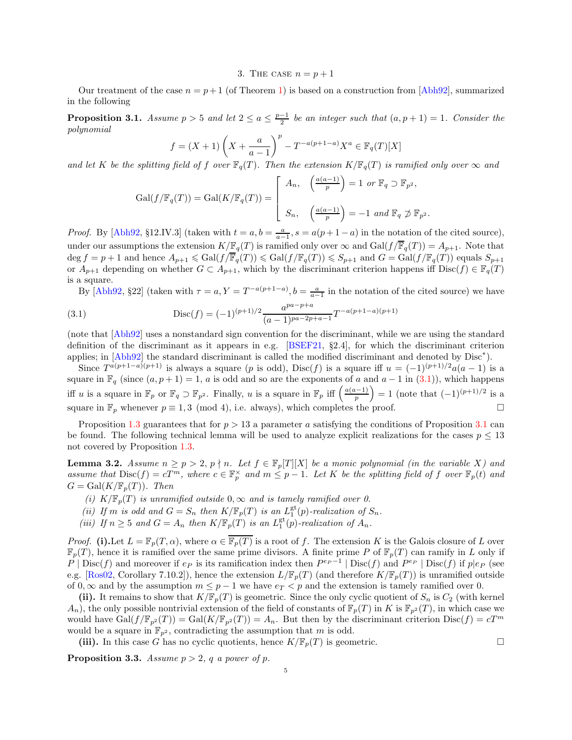## 3. The case $n = p + 1$

Our treatment of the case $n = p+1$ (of Theorem 1) is based on a construction from [Abh92], summarized in the following

**Proposition 3.1.** *Assume $p > 5$ and let $2 \le a \le \frac{p-1}{2}$ be an integer such that $(a, p+1) = 1$. Consider the polynomial*

$$f = (X+1)\left(X + \frac{a}{a-1}\right)^p - T^{-a(p+1-a)}X^a \in \mathbb{F}_q(T)[X]$$

*and let $K$ be the splitting field of $f$ over $\mathbb{F}_q(T)$. Then the extension $K/\mathbb{F}_q(T)$ is ramified only over $\infty$ and*

$$\mathrm{Gal}(f/\mathbb{F}_q(T)) = \mathrm{Gal}(K/\mathbb{F}_q(T)) = \left[\begin{array}{ll} A_n, & \left(\frac{a(a-1)}{p}\right) = 1 \text{ or } \mathbb{F}_q \supset \mathbb{F}_{p^2}, \\ & \\ S_n, & \left(\frac{a(a-1)}{p}\right) = -1 \text{ and } \mathbb{F}_q \not\supset \mathbb{F}_{p^2}. \end{array}\right.$$

*Proof.* By [Abh92, §12.IV.3] (taken with $t = a, b = \frac{a}{a-1}, s = a(p+1-a)$ in the notation of the cited source), under our assumptions the extension $K/\mathbb{F}_q(T)$ is ramified only over $\infty$ and $\mathrm{Gal}(f/\overline{\mathbb{F}}_q(T)) = A_{p+1}$. Note that $\deg f = p+1$ and hence $A_{p+1} \leqslant \mathrm{Gal}(f/\overline{\mathbb{F}}_q(T)) \leqslant \mathrm{Gal}(f/\mathbb{F}_q(T)) \leqslant S_{p+1}$ and $G = \mathrm{Gal}(f/\mathbb{F}_q(T))$ equals $S_{p+1}$ or $A_{p+1}$ depending on whether $G \subset A_{p+1}$, which by the discriminant criterion happens iff $\mathrm{Disc}(f) \in \mathbb{F}_q(T)$ is a square.

By [Abh92, §22] (taken with $\tau = a, Y = T^{-a(p+1-a)}, b = \frac{a}{a-1}$ in the notation of the cited source) we have

$$\mathrm{Disc}(f) = (-1)^{(p+1)/2}\frac{a^{pa-p+a}}{(a-1)^{pa-2p+a-1}}T^{-a(p+1-a)(p+1)} \tag{3.1}$$

(note that [Abh92] uses a nonstandard sign convention for the discriminant, while we are using the standard definition of the discriminant as it appears in e.g. [BSEF21, §2.4], for which the discriminant criterion applies; in [Abh92] the standard discriminant is called the modified discriminant and denoted by $\mathrm{Disc}^*$).

Since $T^{a(p+1-a)(p+1)}$ is always a square ($p$ is odd), $\mathrm{Disc}(f)$ is a square iff $u = (-1)^{(p+1)/2}a(a-1)$ is a square in $\mathbb{F}_q$ (since $(a, p+1) = 1$, $a$ is odd and so are the exponents of $a$ and $a-1$ in (3.1)), which happens iff $u$ is a square in $\mathbb{F}_p$ or $\mathbb{F}_q \supset \mathbb{F}_{p^2}$. Finally, $u$ is a square in $\mathbb{F}_p$ iff $\left(\frac{a(a-1)}{p}\right) = 1$ (note that $(-1)^{(p+1)/2}$ is a square in $\mathbb{F}_p$ whenever $p \equiv 1, 3 \pmod 4$, i.e. always), which completes the proof. $\square$

Proposition 1.3 guarantees that for $p > 13$ a parameter $a$ satisfying the conditions of Proposition 3.1 can be found. The following technical lemma will be used to analyze explicit realizations for the cases $p \le 13$ not covered by Proposition 1.3.

**Lemma 3.2.** *Assume $n \ge p > 2$, $p \nmid n$. Let $f \in \mathbb{F}_p[T][X]$ be a monic polynomial (in the variable $X$) and assume that $\mathrm{Disc}(f) = cT^m$, where $c \in \mathbb{F}_p^\times$ and $m \le p-1$. Let $K$ be the splitting field of $f$ over $\mathbb{F}_p(t)$ and $G = \mathrm{Gal}(K/\mathbb{F}_p(T))$. Then*

*(i) $K/\mathbb{F}_p(T)$ is unramified outside $0, \infty$ and is tamely ramified over 0.*

*(ii) If $m$ is odd and $G = S_n$ then $K/\mathbb{F}_p(T)$ is an $L_1^{\mathrm{gt}}(p)$-realization of $S_n$.*

*(iii) If $n \ge 5$ and $G = A_n$ then $K/\mathbb{F}_p(T)$ is an $L_1^{\mathrm{gt}}(p)$-realization of $A_n$.*

*Proof.* **(i).** Let $L = \mathbb{F}_p(T, \alpha)$, where $\alpha \in \overline{\mathbb{F}_p(T)}$ is a root of $f$. The extension $K$ is the Galois closure of $L$ over $\mathbb{F}_p(T)$, hence it is ramified over the same prime divisors. A finite prime $P$ of $\mathbb{F}_p(T)$ can ramify in $L$ only if $P \mid \mathrm{Disc}(f)$ and moreover if $e_P$ is its ramification index then $P^{e_P - 1} \mid \mathrm{Disc}(f)$ and $P^{e_P} \mid \mathrm{Disc}(f)$ if $p | e_P$ (see e.g. [Ros02, Corollary 7.10.2]), hence the extension $L/\mathbb{F}_p(T)$ (and therefore $K/\mathbb{F}_p(T)$) is unramified outside of $0, \infty$ and by the assumption $m \le p-1$ we have $e_T < p$ and the extension is tamely ramified over 0.

**(ii).** It remains to show that $K/\mathbb{F}_p(T)$ is geometric. Since the only cyclic quotient of $S_n$ is $C_2$ (with kernel $A_n$), the only possible nontrivial extension of the field of constants of $\mathbb{F}_p(T)$ in $K$ is $\mathbb{F}_{p^2}(T)$, in which case we would have $\mathrm{Gal}(f/\mathbb{F}_{p^2}(T)) = \mathrm{Gal}(K/\mathbb{F}_{p^2}(T)) = A_n$. But then by the discriminant criterion $\mathrm{Disc}(f) = cT^m$ would be a square in $\mathbb{F}_{p^2}$, contradicting the assumption that $m$ is odd.

**(iii).** In this case $G$ has no cyclic quotients, hence $K/\mathbb{F}_p(T)$ is geometric. $\square$

**Proposition 3.3.** *Assume $p > 2$, $q$ a power of $p$.*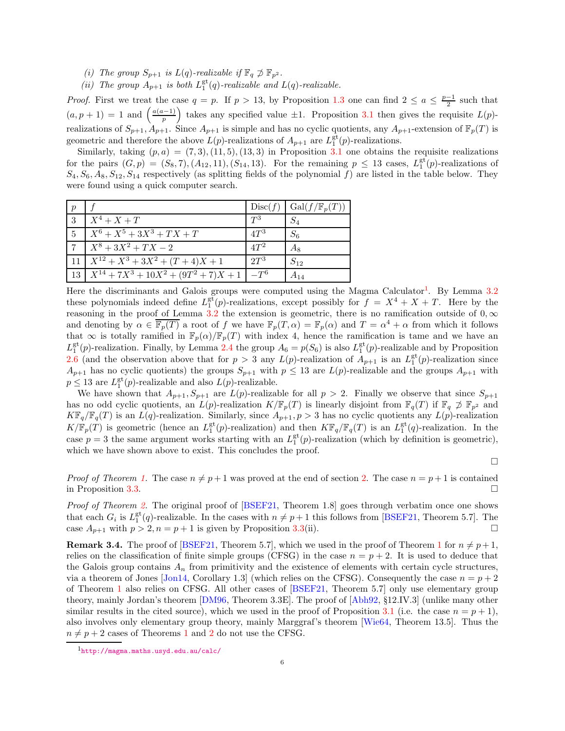*(i) The group $S_{p+1}$ is $L(q)$-realizable if $\mathbb{F}_q \not\supset \mathbb{F}_{p^2}$.*

*(ii) The group $A_{p+1}$ is both $L_1^{\mathrm{gt}}(q)$-realizable and $L(q)$-realizable.*

*Proof.* First we treat the case $q = p$. If $p > 13$, by Proposition 1.3 one can find $2 \le a \le \frac{p-1}{2}$ such that $(a, p+1) = 1$ and $\left(\frac{a(a-1)}{p}\right)$ takes any specified value $\pm 1$. Proposition 3.1 then gives the requisite $L(p)$-realizations of $S_{p+1}, A_{p+1}$. Since $A_{p+1}$ is simple and has no cyclic quotients, any $A_{p+1}$-extension of $\mathbb{F}_p(T)$ is geometric and therefore the above $L(p)$-realizations of $A_{p+1}$ are $L_1^{\mathrm{gt}}(p)$-realizations.

Similarly, taking $(p, a) = (7, 3), (11, 5), (13, 3)$ in Proposition 3.1 one obtains the requisite realizations for the pairs $(G, p) = (S_8, 7), (A_{12}, 11), (S_{14}, 13)$. For the remaining $p \le 13$ cases, $L_1^{\mathrm{gt}}(p)$-realizations of $S_4, S_6, A_8, S_{12}, S_{14}$ respectively (as splitting fields of the polynomial $f$) are listed in the table below. They were found using a quick computer search.

| $p$ | $f$ | $\mathrm{Disc}(f)$ | $\mathrm{Gal}(f/\mathbb{F}_p(T))$ |
|---|---|---|---|
| 3 | $X^4 + X + T$ | $T^3$ | $S_4$ |
| 5 | $X^6 + X^5 + 3X^3 + TX + T$ | $4T^3$ | $S_6$ |
| 7 | $X^8 + 3X^2 + TX - 2$ | $4T^2$ | $A_8$ |
| 11 | $X^{12} + X^3 + 3X^2 + (T+4)X + 1$ | $2T^3$ | $S_{12}$ |
| 13 | $X^{14} + 7X^3 + 10X^2 + (9T^2 + 7)X + 1$ | $-T^6$ | $A_{14}$ |

Here the discriminants and Galois groups were computed using the Magma Calculator[1]. By Lemma 3.2 these polynomials indeed define $L_1^{\mathrm{gt}}(p)$-realizations, except possibly for $f = X^4 + X + T$. Here by the reasoning in the proof of Lemma 3.2 the extension is geometric, there is no ramification outside of $0, \infty$ and denoting by $\alpha \in \overline{\mathbb{F}_p(T)}$ a root of $f$ we have $\mathbb{F}_p(T, \alpha) = \mathbb{F}_p(\alpha)$ and $T = \alpha^4 + \alpha$ from which it follows that $\infty$ is totally ramified in $\mathbb{F}_p(\alpha)/\mathbb{F}_p(T)$ with index 4, hence the ramification is tame and we have an $L_1^{\mathrm{gt}}(p)$-realization. Finally, by Lemma 2.4 the group $A_6 = p(S_6)$ is also $L_1^{\mathrm{gt}}(p)$-realizable and by Proposition 2.6 (and the observation above that for $p > 3$ any $L(p)$-realization of $A_{p+1}$ is an $L_1^{\mathrm{gt}}(p)$-realization since $A_{p+1}$ has no cyclic quotients) the groups $S_{p+1}$ with $p \le 13$ are $L(p)$-realizable and the groups $A_{p+1}$ with $p \le 13$ are $L_1^{\mathrm{gt}}(p)$-realizable and also $L(p)$-realizable.

We have shown that $A_{p+1}, S_{p+1}$ are $L(p)$-realizable for all $p > 2$. Finally we observe that since $S_{p+1}$ has no odd cyclic quotients, an $L(p)$-realization $K/\mathbb{F}_p(T)$ is linearly disjoint from $\mathbb{F}_q(T)$ if $\mathbb{F}_q \not\supset \mathbb{F}_{p^2}$ and $K\mathbb{F}_q/\mathbb{F}_q(T)$ is an $L(q)$-realization. Similarly, since $A_{p+1}, p > 3$ has no cyclic quotients any $L(p)$-realization $K/\mathbb{F}_p(T)$ is geometric (hence an $L_1^{\mathrm{gt}}(p)$-realization) and then $K\mathbb{F}_q/\mathbb{F}_q(T)$ is an $L_1^{\mathrm{gt}}(q)$-realization. In the case $p = 3$ the same argument works starting with an $L_1^{\mathrm{gt}}(p)$-realization (which by definition is geometric), which we have shown above to exist. This concludes the proof. $\square$

*Proof of Theorem 1.* The case $n \ne p+1$ was proved at the end of section 2. The case $n = p+1$ is contained in Proposition 3.3. $\square$

*Proof of Theorem 2.* The original proof of [BSEF21, Theorem 1.8] goes through verbatim once one shows that each $G_i$ is $L_1^{\mathrm{gt}}(q)$-realizable. In the cases with $n \ne p+1$ this follows from [BSEF21, Theorem 5.7]. The case $A_{p+1}$ with $p > 2, n = p+1$ is given by Proposition 3.3(ii). $\square$

**Remark 3.4.** The proof of [BSEF21, Theorem 5.7], which we used in the proof of Theorem 1 for $n \ne p+1$, relies on the classification of finite simple groups (CFSG) in the case $n = p+2$. It is used to deduce that the Galois group contains $A_n$ from primitivity and the existence of elements with certain cycle structures, via a theorem of Jones [Jon14, Corollary 1.3] (which relies on the CFSG). Consequently the case $n = p+2$ of Theorem 1 also relies on CFSG. All other cases of [BSEF21, Theorem 5.7] only use elementary group theory, mainly Jordan's theorem [DM96, Theorem 3.3E]. The proof of [Abh92, §12.IV.3] (unlike many other similar results in the cited source), which we used in the proof of Proposition 3.1 (i.e. the case $n = p+1$), also involves only elementary group theory, mainly Marggraf's theorem [Wie64, Theorem 13.5]. Thus the $n \ne p+2$ cases of Theorems 1 and 2 do not use the CFSG.

[1] http://magma.maths.usyd.edu.au/calc/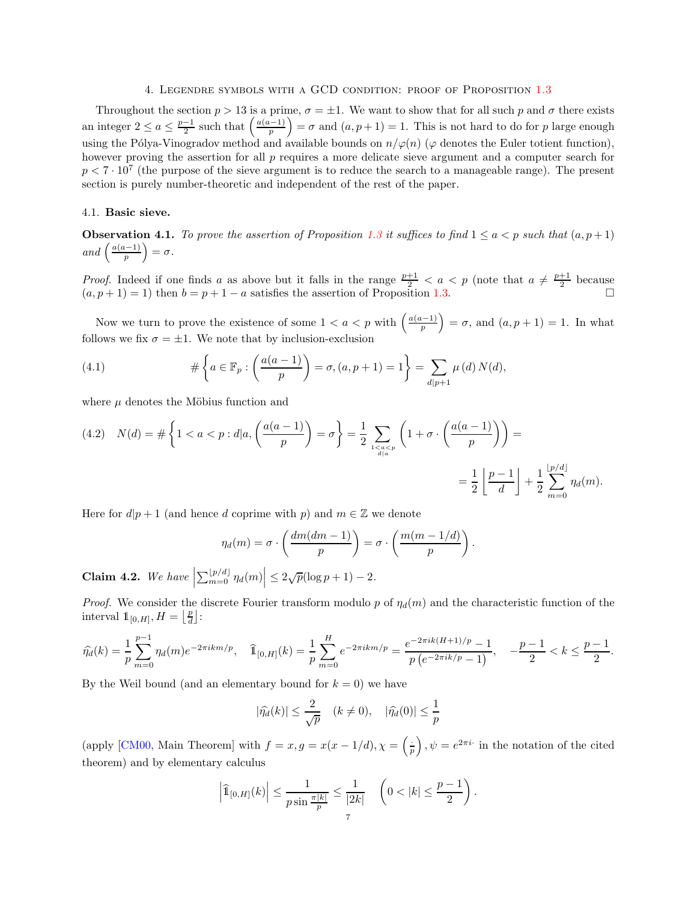## 4. Legendre symbols with a GCD condition: proof of Proposition 1.3

Throughout the section $p > 13$ is a prime, $\sigma = \pm 1$. We want to show that for all such $p$ and $\sigma$ there exists an integer $2 \le a \le \frac{p-1}{2}$ such that $\left(\frac{a(a-1)}{p}\right) = \sigma$ and $(a, p+1) = 1$. This is not hard to do for $p$ large enough using the Pólya-Vinogradov method and available bounds on $n/\varphi(n)$ ($\varphi$ denotes the Euler totient function), however proving the assertion for all $p$ requires a more delicate sieve argument and a computer search for $p < 7 \cdot 10^7$ (the purpose of the sieve argument is to reduce the search to a manageable range). The present section is purely number-theoretic and independent of the rest of the paper.

### 4.1. Basic sieve.

**Observation 4.1.** *To prove the assertion of Proposition 1.3 it suffices to find $1 \le a < p$ such that $(a, p+1)$ and $\left(\frac{a(a-1)}{p}\right) = \sigma$.*

*Proof.* Indeed if one finds $a$ as above but it falls in the range $\frac{p+1}{2} < a < p$ (note that $a \ne \frac{p+1}{2}$ because $(a, p+1) = 1$) then $b = p + 1 - a$ satisfies the assertion of Proposition 1.3. $\square$

Now we turn to prove the existence of some $1 < a < p$ with $\left(\frac{a(a-1)}{p}\right) = \sigma$, and $(a, p+1) = 1$. In what follows we fix $\sigma = \pm 1$. We note that by inclusion-exclusion

$$\#\left\{a \in \mathbb{F}_p : \left(\frac{a(a-1)}{p}\right) = \sigma, (a, p+1) = 1\right\} = \sum_{d|p+1} \mu(d)\, N(d), \tag{4.1}$$

where $\mu$ denotes the Möbius function and

$$N(d) = \#\left\{1 < a < p : d|a, \left(\frac{a(a-1)}{p}\right) = \sigma\right\} = \frac{1}{2} \sum_{\substack{1 < a < p \\ d|a}} \left(1 + \sigma \cdot \left(\frac{a(a-1)}{p}\right)\right) = \tag{4.2}$$

$$= \frac{1}{2}\left\lfloor \frac{p-1}{d} \right\rfloor + \frac{1}{2} \sum_{m=0}^{\lfloor p/d \rfloor} \eta_d(m).$$

Here for $d|p+1$ (and hence $d$ coprime with $p$) and $m \in \mathbb{Z}$ we denote

$$\eta_d(m) = \sigma \cdot \left(\frac{dm(dm-1)}{p}\right) = \sigma \cdot \left(\frac{m(m-1/d)}{p}\right).$$

**Claim 4.2.** *We have $\left|\sum_{m=0}^{\lfloor p/d \rfloor} \eta_d(m)\right| \le 2\sqrt{p}(\log p + 1) - 2$.*

*Proof.* We consider the discrete Fourier transform modulo $p$ of $\eta_d(m)$ and the characteristic function of the interval $\mathbb{1}_{[0,H]}$, $H = \left\lfloor \frac{p}{d} \right\rfloor$:

$$\widehat{\eta_d}(k) = \frac{1}{p}\sum_{m=0}^{p-1} \eta_d(m) e^{-2\pi i k m/p}, \quad \widehat{\mathbb{1}}_{[0,H]}(k) = \frac{1}{p}\sum_{m=0}^{H} e^{-2\pi i k m/p} = \frac{e^{-2\pi i k(H+1)/p} - 1}{p\left(e^{-2\pi i k/p} - 1\right)}, \quad -\frac{p-1}{2} < k \le \frac{p-1}{2}.$$

By the Weil bound (and an elementary bound for $k = 0$) we have

$$|\widehat{\eta_d}(k)| \le \frac{2}{\sqrt{p}} \quad (k \ne 0), \quad |\widehat{\eta_d}(0)| \le \frac{1}{p}$$

(apply [CM00, Main Theorem] with $f = x, g = x(x - 1/d), \chi = \left(\frac{\cdot}{p}\right), \psi = e^{2\pi i \cdot}$ in the notation of the cited theorem) and by elementary calculus

$$\left|\widehat{\mathbb{1}}_{[0,H]}(k)\right| \le \frac{1}{p \sin \frac{\pi |k|}{p}} \le \frac{1}{|2k|} \quad \left(0 < |k| \le \frac{p-1}{2}\right).$$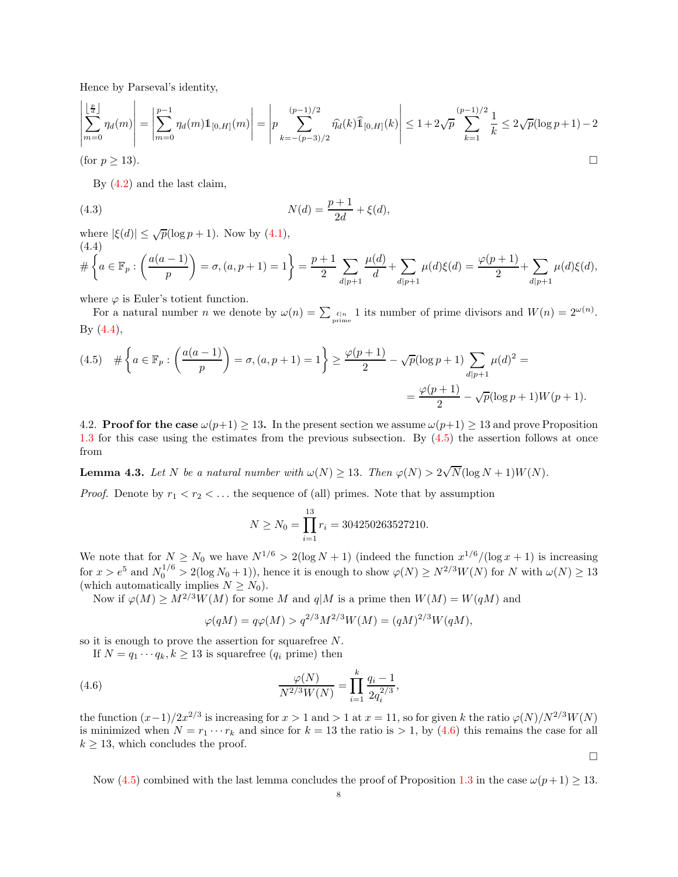Hence by Parseval's identity,

$$\left|\sum_{m=0}^{\lfloor \frac{p}{d} \rfloor} \eta_d(m)\right| = \left|\sum_{m=0}^{p-1} \eta_d(m)\mathbb{1}_{[0,H]}(m)\right| = \left|p\sum_{k=-(p-3)/2}^{(p-1)/2} \widehat{\eta}_d(k)\widehat{\mathbb{1}}_{[0,H]}(k)\right| \leq 1+2\sqrt{p}\sum_{k=1}^{(p-1)/2}\frac{1}{k} \leq 2\sqrt{p}(\log p+1)-2$$

(for $p \geq 13$). $\square$

By (4.2) and the last claim,

$$N(d) = \frac{p+1}{2d} + \xi(d), \tag{4.3}$$

where $|\xi(d)| \leq \sqrt{p}(\log p + 1)$. Now by (4.1),

$$\#\left\{a \in \mathbb{F}_p : \left(\frac{a(a-1)}{p}\right) = \sigma, (a, p+1) = 1\right\} = \frac{p+1}{2}\sum_{d|p+1}\frac{\mu(d)}{d} + \sum_{d|p+1}\mu(d)\xi(d) = \frac{\varphi(p+1)}{2} + \sum_{d|p+1}\mu(d)\xi(d), \tag{4.4}$$

where $\varphi$ is Euler's totient function.

For a natural number $n$ we denote by $\omega(n) = \sum_{\substack{\ell|n \\ \text{prime}}} 1$ its number of prime divisors and $W(n) = 2^{\omega(n)}$. By (4.4),

$$\#\left\{a \in \mathbb{F}_p : \left(\frac{a(a-1)}{p}\right) = \sigma, (a, p+1) = 1\right\} \geq \frac{\varphi(p+1)}{2} - \sqrt{p}(\log p + 1)\sum_{d|p+1}\mu(d)^2 = \tag{4.5}$$

$$= \frac{\varphi(p+1)}{2} - \sqrt{p}(\log p + 1)W(p+1).$$

4.2. **Proof for the case $\omega(p+1) \geq 13$.** In the present section we assume $\omega(p+1) \geq 13$ and prove Proposition 1.3 for this case using the estimates from the previous subsection. By (4.5) the assertion follows at once from

**Lemma 4.3.** *Let $N$ be a natural number with $\omega(N) \geq 13$. Then $\varphi(N) > 2\sqrt{N}(\log N + 1)W(N)$.*

*Proof.* Denote by $r_1 < r_2 < \ldots$ the sequence of (all) primes. Note that by assumption

$$N \geq N_0 = \prod_{i=1}^{13} r_i = 304250263527210.$$

We note that for $N \geq N_0$ we have $N^{1/6} > 2(\log N + 1)$ (indeed the function $x^{1/6}/(\log x + 1)$ is increasing for $x > e^5$ and $N_0^{1/6} > 2(\log N_0 + 1)$), hence it is enough to show $\varphi(N) \geq N^{2/3}W(N)$ for $N$ with $\omega(N) \geq 13$ (which automatically implies $N \geq N_0$).

Now if $\varphi(M) \geq M^{2/3}W(M)$ for some $M$ and $q|M$ is a prime then $W(M) = W(qM)$ and

$$\varphi(qM) = q\varphi(M) > q^{2/3}M^{2/3}W(M) = (qM)^{2/3}W(qM),$$

so it is enough to prove the assertion for squarefree $N$.

If $N = q_1 \cdots q_k, k \geq 13$ is squarefree ($q_i$ prime) then

$$\frac{\varphi(N)}{N^{2/3}W(N)} = \prod_{i=1}^{k}\frac{q_i - 1}{2q_i^{2/3}}, \tag{4.6}$$

the function $(x-1)/2x^{2/3}$ is increasing for $x > 1$ and $> 1$ at $x = 11$, so for given $k$ the ratio $\varphi(N)/N^{2/3}W(N)$ is minimized when $N = r_1 \cdots r_k$ and since for $k = 13$ the ratio is $> 1$, by (4.6) this remains the case for all $k \geq 13$, which concludes the proof. $\square$

Now (4.5) combined with the last lemma concludes the proof of Proposition 1.3 in the case $\omega(p+1) \geq 13$.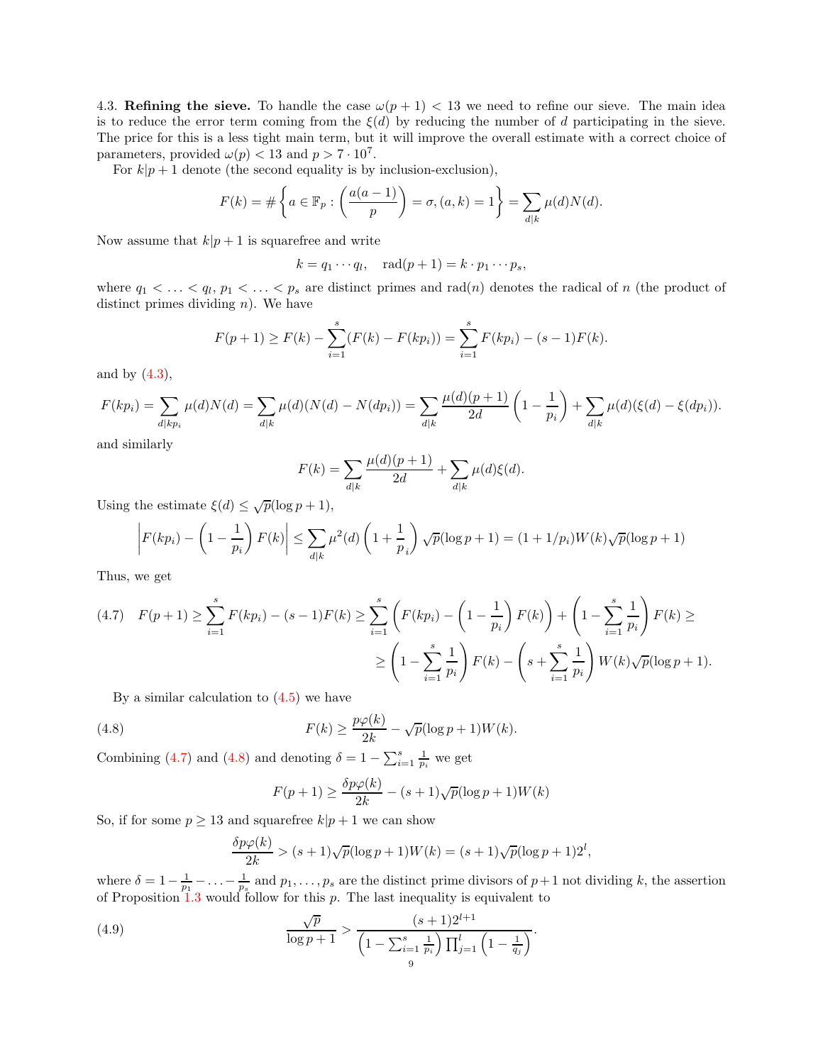4.3. **Refining the sieve.** To handle the case $\omega(p+1) < 13$ we need to refine our sieve. The main idea is to reduce the error term coming from the $\xi(d)$ by reducing the number of $d$ participating in the sieve. The price for this is a less tight main term, but it will improve the overall estimate with a correct choice of parameters, provided $\omega(p) < 13$ and $p > 7 \cdot 10^7$.

For $k | p+1$ denote (the second equality is by inclusion-exclusion),

$$F(k) = \#\left\{ a \in \mathbb{F}_p : \left( \frac{a(a-1)}{p} \right) = \sigma, (a,k) = 1 \right\} = \sum_{d|k} \mu(d) N(d).$$

Now assume that $k | p+1$ is squarefree and write

$$k = q_1 \cdots q_l, \quad \mathrm{rad}(p+1) = k \cdot p_1 \cdots p_s,$$

where $q_1 < \ldots < q_l$, $p_1 < \ldots < p_s$ are distinct primes and $\mathrm{rad}(n)$ denotes the radical of $n$ (the product of distinct primes dividing $n$). We have

$$F(p+1) \geq F(k) - \sum_{i=1}^{s} (F(k) - F(kp_i)) = \sum_{i=1}^{s} F(kp_i) - (s-1)F(k).$$

and by (4.3),

$$F(kp_i) = \sum_{d|kp_i} \mu(d) N(d) = \sum_{d|k} \mu(d)(N(d) - N(dp_i)) = \sum_{d|k} \frac{\mu(d)(p+1)}{2d} \left(1 - \frac{1}{p_i}\right) + \sum_{d|k} \mu(d)(\xi(d) - \xi(dp_i)).$$

and similarly

$$F(k) = \sum_{d|k} \frac{\mu(d)(p+1)}{2d} + \sum_{d|k} \mu(d)\xi(d).$$

Using the estimate $\xi(d) \leq \sqrt{p}(\log p + 1)$,

$$\left| F(kp_i) - \left(1 - \frac{1}{p_i}\right) F(k) \right| \leq \sum_{d|k} \mu^2(d) \left(1 + \frac{1}{p_i}\right) \sqrt{p}(\log p + 1) = (1 + 1/p_i) W(k) \sqrt{p}(\log p + 1)$$

Thus, we get

$$\begin{aligned}(4.7) \quad F(p+1) \geq \sum_{i=1}^{s} F(kp_i) - (s-1)F(k) &\geq \sum_{i=1}^{s} \left( F(kp_i) - \left(1 - \frac{1}{p_i}\right) F(k) \right) + \left(1 - \sum_{i=1}^{s} \frac{1}{p_i}\right) F(k) \geq \\ &\geq \left(1 - \sum_{i=1}^{s} \frac{1}{p_i}\right) F(k) - \left(s + \sum_{i=1}^{s} \frac{1}{p_i}\right) W(k)\sqrt{p}(\log p + 1).\end{aligned}$$

By a similar calculation to (4.5) we have

$$F(k) \geq \frac{p\varphi(k)}{2k} - \sqrt{p}(\log p + 1) W(k). \tag{4.8}$$

Combining (4.7) and (4.8) and denoting $\delta = 1 - \sum_{i=1}^{s} \frac{1}{p_i}$ we get

$$F(p+1) \geq \frac{\delta p \varphi(k)}{2k} - (s+1)\sqrt{p}(\log p + 1) W(k)$$

So, if for some $p \geq 13$ and squarefree $k | p+1$ we can show

$$\frac{\delta p \varphi(k)}{2k} > (s+1)\sqrt{p}(\log p + 1) W(k) = (s+1)\sqrt{p}(\log p + 1) 2^l,$$

where $\delta = 1 - \frac{1}{p_1} - \ldots - \frac{1}{p_s}$ and $p_1, \ldots, p_s$ are the distinct prime divisors of $p+1$ not dividing $k$, the assertion of Proposition 1.3 would follow for this $p$. The last inequality is equivalent to

$$\frac{\sqrt{p}}{\log p + 1} > \frac{(s+1)2^{l+1}}{\left(1 - \sum_{i=1}^{s} \frac{1}{p_i}\right) \prod_{j=1}^{l} \left(1 - \frac{1}{q_j}\right)}. \tag{4.9}$$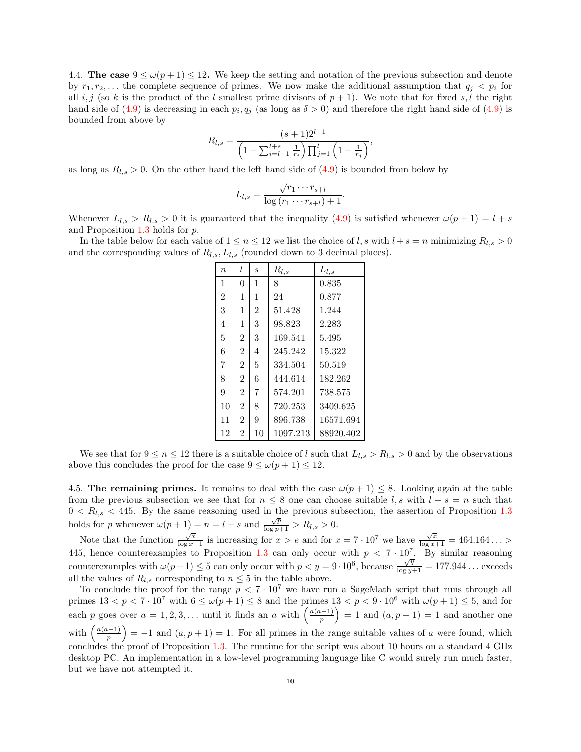4.4. **The case $9 \le \omega(p+1) \le 12$.** We keep the setting and notation of the previous subsection and denote by $r_1, r_2, \dots$ the complete sequence of primes. We now make the additional assumption that $q_j < p_i$ for all $i, j$ (so $k$ is the product of the $l$ smallest prime divisors of $p+1$). We note that for fixed $s, l$ the right hand side of (4.9) is decreasing in each $p_i, q_j$ (as long as $\delta > 0$) and therefore the right hand side of (4.9) is bounded from above by

$$R_{l,s} = \frac{(s+1)2^{l+1}}{\left(1 - \sum_{i=l+1}^{l+s} \frac{1}{r_i}\right) \prod_{j=1}^{l} \left(1 - \frac{1}{r_j}\right)},$$

as long as $R_{l,s} > 0$. On the other hand the left hand side of (4.9) is bounded from below by

$$L_{l,s} = \frac{\sqrt{r_1 \cdots r_{s+l}}}{\log(r_1 \cdots r_{s+l}) + 1}.$$

Whenever $L_{l,s} > R_{l,s} > 0$ it is guaranteed that the inequality (4.9) is satisfied whenever $\omega(p+1) = l+s$ and Proposition 1.3 holds for $p$.

In the table below for each value of $1 \le n \le 12$ we list the choice of $l, s$ with $l+s = n$ minimizing $R_{l,s} > 0$ and the corresponding values of $R_{l,s}, L_{l,s}$ (rounded down to 3 decimal places).

| $n$ | $l$ | $s$ | $R_{l,s}$ | $L_{l,s}$ |
|---|---|---|---|---|
| 1 | 0 | 1 | 8 | 0.835 |
| 2 | 1 | 1 | 24 | 0.877 |
| 3 | 1 | 2 | 51.428 | 1.244 |
| 4 | 1 | 3 | 98.823 | 2.283 |
| 5 | 2 | 3 | 169.541 | 5.495 |
| 6 | 2 | 4 | 245.242 | 15.322 |
| 7 | 2 | 5 | 334.504 | 50.519 |
| 8 | 2 | 6 | 444.614 | 182.262 |
| 9 | 2 | 7 | 574.201 | 738.575 |
| 10 | 2 | 8 | 720.253 | 3409.625 |
| 11 | 2 | 9 | 896.738 | 16571.694 |
| 12 | 2 | 10 | 1097.213 | 88920.402 |

We see that for $9 \le n \le 12$ there is a suitable choice of $l$ such that $L_{l,s} > R_{l,s} > 0$ and by the observations above this concludes the proof for the case $9 \le \omega(p+1) \le 12$.

4.5. **The remaining primes.** It remains to deal with the case $\omega(p+1) \le 8$. Looking again at the table from the previous subsection we see that for $n \le 8$ one can choose suitable $l, s$ with $l+s = n$ such that $0 < R_{l,s} < 445$. By the same reasoning used in the previous subsection, the assertion of Proposition 1.3 holds for $p$ whenever $\omega(p+1) = n = l+s$ and $\frac{\sqrt{p}}{\log p + 1} > R_{l,s} > 0$.

Note that the function $\frac{\sqrt{x}}{\log x + 1}$ is increasing for $x > e$ and for $x = 7 \cdot 10^7$ we have $\frac{\sqrt{x}}{\log x + 1} = 464.164\ldots > 445$, hence counterexamples to Proposition 1.3 can only occur with $p < 7 \cdot 10^7$. By similar reasoning counterexamples with $\omega(p+1) \le 5$ can only occur with $p < y = 9 \cdot 10^6$, because $\frac{\sqrt{y}}{\log y + 1} = 177.944\ldots$ exceeds all the values of $R_{l,s}$ corresponding to $n \le 5$ in the table above.

To conclude the proof for the range $p < 7 \cdot 10^7$ we have run a SageMath script that runs through all primes $13 < p < 7 \cdot 10^7$ with $6 \le \omega(p+1) \le 8$ and the primes $13 < p < 9 \cdot 10^6$ with $\omega(p+1) \le 5$, and for each $p$ goes over $a = 1, 2, 3, \dots$ until it finds an $a$ with $\left(\frac{a(a-1)}{p}\right) = 1$ and $(a, p+1) = 1$ and another one with $\left(\frac{a(a-1)}{p}\right) = -1$ and $(a, p+1) = 1$. For all primes in the range suitable values of $a$ were found, which concludes the proof of Proposition 1.3. The runtime for the script was about 10 hours on a standard 4 GHz desktop PC. An implementation in a low-level programming language like C would surely run much faster, but we have not attempted it.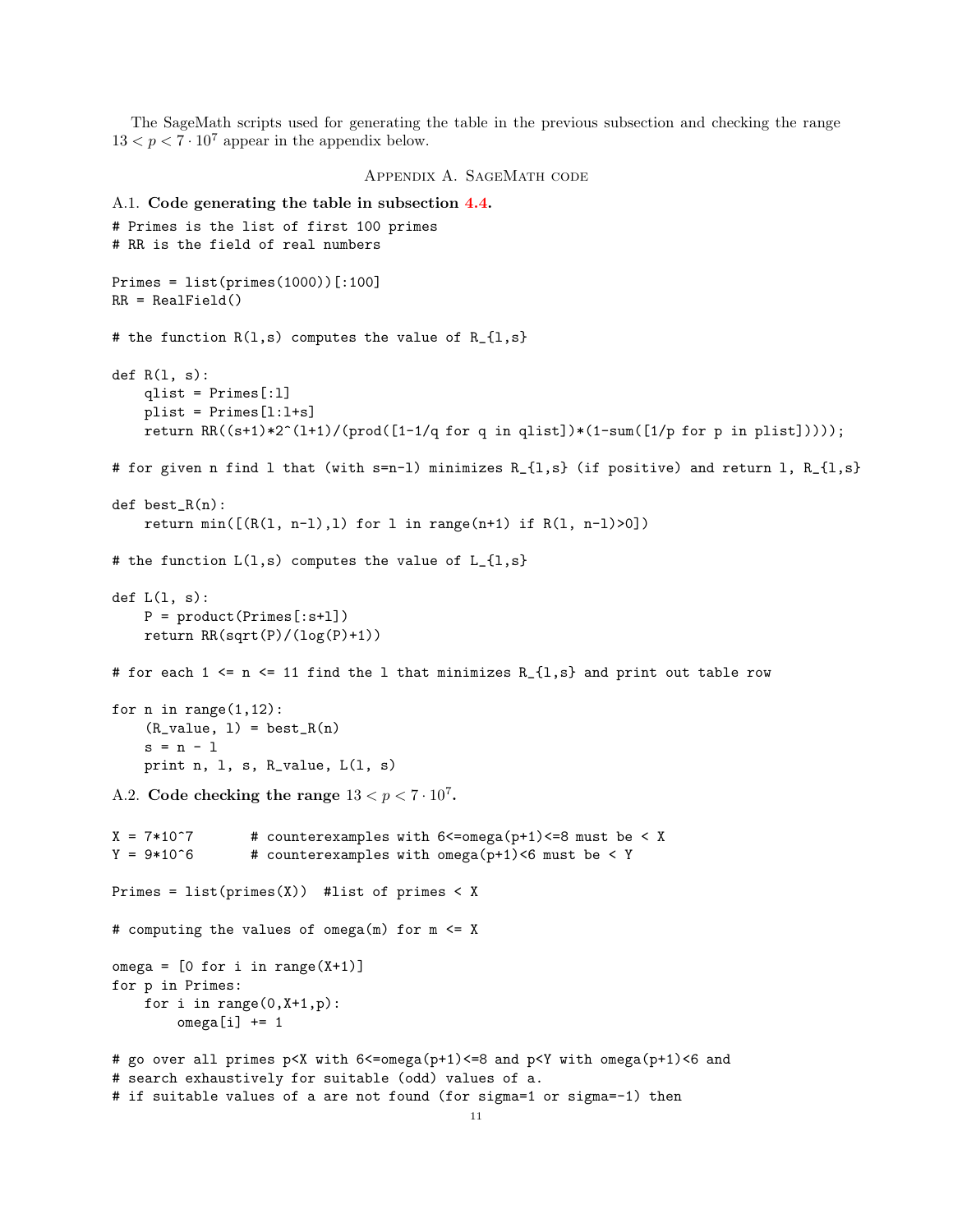The SageMath scripts used for generating the table in the previous subsection and checking the range $13 < p < 7 \cdot 10^7$ appear in the appendix below.

## Appendix A. SageMath code

### A.1. Code generating the table in subsection 4.4.

```
# Primes is the list of first 100 primes
# RR is the field of real numbers

Primes = list(primes(1000))[:100]
RR = RealField()

# the function R(l,s) computes the value of R_{l,s}

def R(l, s):
    qlist = Primes[:l]
    plist = Primes[l:l+s]
    return RR((s+1)*2^(l+1)/(prod([1-1/q for q in qlist])*(1-sum([1/p for p in plist]))));

# for given n find l that (with s=n-l) minimizes R_{l,s} (if positive) and return l, R_{l,s}

def best_R(n):
    return min([(R(l, n-l),l) for l in range(n+1) if R(l, n-l)>0])

# the function L(l,s) computes the value of L_{l,s}

def L(l, s):
    P = product(Primes[:s+l])
    return RR(sqrt(P)/(log(P)+1))

# for each 1 <= n <= 11 find the l that minimizes R_{l,s} and print out table row

for n in range(1,12):
    (R_value, l) = best_R(n)
    s = n - l
    print n, l, s, R_value, L(l, s)
```

### A.2. Code checking the range $13 < p < 7 \cdot 10^7$.

```
X = 7*10^7       # counterexamples with 6<=omega(p+1)<=8 must be < X
Y = 9*10^6       # counterexamples with omega(p+1)<6 must be < Y

Primes = list(primes(X))  #list of primes < X

# computing the values of omega(m) for m <= X

omega = [0 for i in range(X+1)]
for p in Primes:
    for i in range(0,X+1,p):
        omega[i] += 1

# go over all primes p<X with 6<=omega(p+1)<=8 and p<Y with omega(p+1)<6 and
# search exhaustively for suitable (odd) values of a.
# if suitable values of a are not found (for sigma=1 or sigma=-1) then
```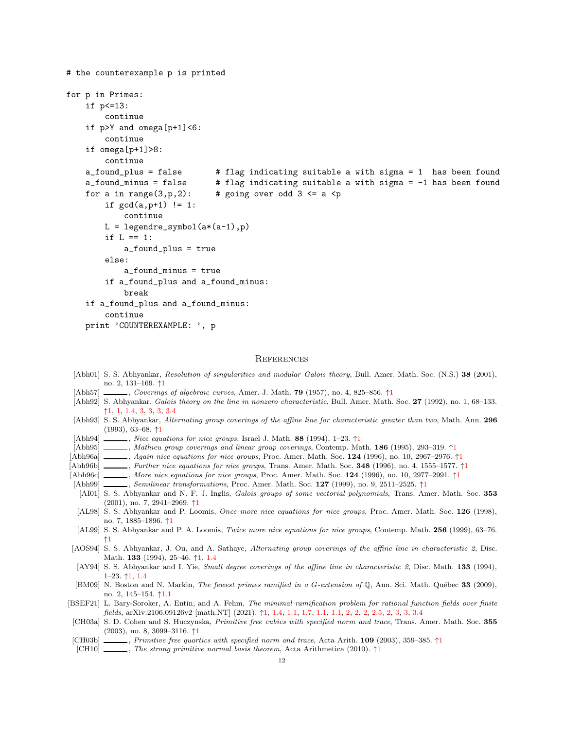```
# the counterexample p is printed

for p in Primes:
    if p<=13:
        continue
    if p>Y and omega[p+1]<6:
        continue
    if omega[p+1]>8:
        continue
    a_found_plus = false       # flag indicating suitable a with sigma = 1  has been found
    a_found_minus = false      # flag indicating suitable a with sigma = -1 has been found
    for a in range(3,p,2):     # going over odd 3 <= a <p
        if gcd(a,p+1) != 1:
            continue
        L = legendre_symbol(a*(a-1),p)
        if L == 1:
            a_found_plus = true
        else:
            a_found_minus = true
        if a_found_plus and a_found_minus:
            break
    if a_found_plus and a_found_minus:
        continue
    print 'COUNTEREXAMPLE: ', p
```

## References

[Abh01] S. S. Abhyankar, *Resolution of singularities and modular Galois theory*, Bull. Amer. Math. Soc. (N.S.) **38** (2001), no. 2, 131–169. ↑1

[Abh57] ______, *Coverings of algebraic curves*, Amer. J. Math. **79** (1957), no. 4, 825–856. ↑1

[Abh92] S. Abhyankar, *Galois theory on the line in nonzero characteristic*, Bull. Amer. Math. Soc. **27** (1992), no. 1, 68–133. ↑1, 1, 1.4, 3, 3, 3, 3.4

[Abh93] S. S. Abhyankar, *Alternating group coverings of the affine line for characteristic greater than two*, Math. Ann. **296** (1993), 63–68. ↑1

[Abh94] ______, *Nice equations for nice groups*, Israel J. Math. **88** (1994), 1–23. ↑1

[Abh95] ______, *Mathieu group coverings and linear group coverings*, Contemp. Math. **186** (1995), 293–319. ↑1

[Abh96a] ______, *Again nice equations for nice groups*, Proc. Amer. Math. Soc. **124** (1996), no. 10, 2967–2976. ↑1

[Abh96b] ______, *Further nice equations for nice groups*, Trans. Amer. Math. Soc. **348** (1996), no. 4, 1555–1577. ↑1

[Abh96c] ______, *More nice equations for nice groups*, Proc. Amer. Math. Soc. **124** (1996), no. 10, 2977–2991. ↑1

[Abh99] ______, *Semilinear transformations*, Proc. Amer. Math. Soc. **127** (1999), no. 9, 2511–2525. ↑1

[AI01] S. S. Abhyankar and N. F. J. Inglis, *Galois groups of some vectorial polynomials*, Trans. Amer. Math. Soc. **353** (2001), no. 7, 2941–2969. ↑1

[AL98] S. S. Abhyankar and P. Loomis, *Once more nice equations for nice groups*, Proc. Amer. Math. Soc. **126** (1998), no. 7, 1885–1896. ↑1

[AL99] S. S. Abhyankar and P. A. Loomis, *Twice more nice equations for nice groups*, Contemp. Math. **256** (1999), 63–76. ↑1

[AOS94] S. S. Abhyankar, J. Ou, and A. Sathaye, *Alternating group coverings of the affine line in characteristic 2*, Disc. Math. **133** (1994), 25–46. ↑1, 1.4

[AY94] S. S. Abhyankar and I. Yie, *Small degree coverings of the affine line in characteristic 2*, Disc. Math. **133** (1994), 1–23. ↑1, 1.4

[BM09] N. Boston and N. Markin, *The fewest primes ramified in a G-extension of* $\mathbb{Q}$, Ann. Sci. Math. Québec **33** (2009), no. 2, 145–154. ↑1.1

[BSEF21] L. Bary-Soroker, A. Entin, and A. Fehm, *The minimal ramification problem for rational function fields over finite fields*, arXiv:2106.09126v2 [math.NT] (2021). ↑1, 1.4, 1.1, 1.7, 1.1, 1.1, 2, 2, 2, 2.5, 2, 3, 3, 3.4

[CH03a] S. D. Cohen and S. Huczynska, *Primitive free cubics with specified norm and trace*, Trans. Amer. Math. Soc. **355** (2003), no. 8, 3099–3116. ↑1

[CH03b] ______, *Primitive free quartics with specified norm and trace*, Acta Arith. **109** (2003), 359–385. ↑1

[CH10] ______, *The strong primitive normal basis theorem*, Acta Arithmetica (2010). ↑1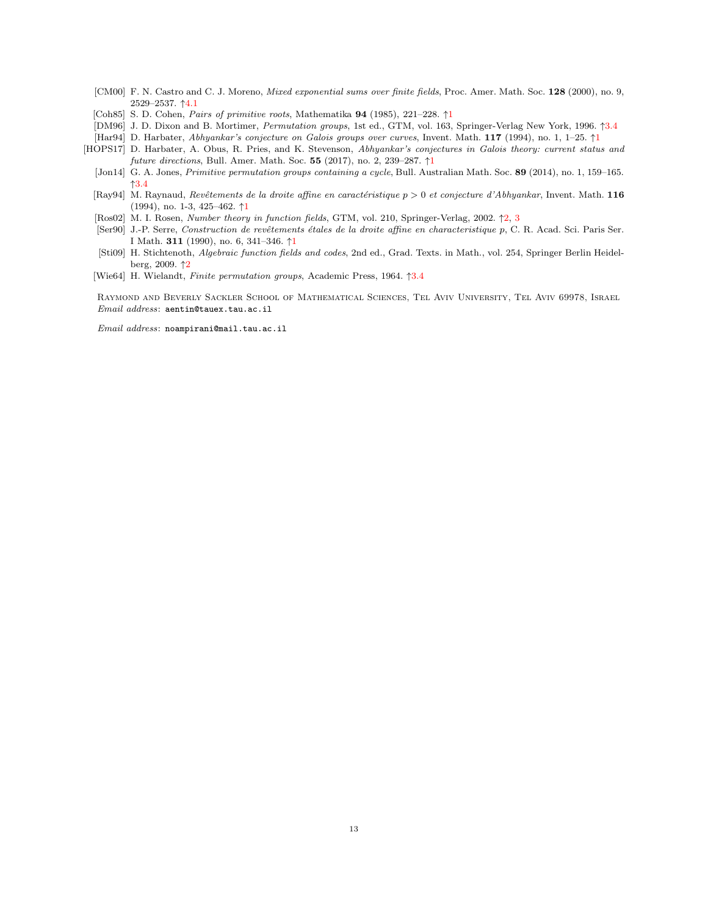[CM00] F. N. Castro and C. J. Moreno, *Mixed exponential sums over finite fields*, Proc. Amer. Math. Soc. **128** (2000), no. 9, 2529–2537. ↑4.1

[Coh85] S. D. Cohen, *Pairs of primitive roots*, Mathematika **94** (1985), 221–228. ↑1

[DM96] J. D. Dixon and B. Mortimer, *Permutation groups*, 1st ed., GTM, vol. 163, Springer-Verlag New York, 1996. ↑3.4

[Har94] D. Harbater, *Abhyankar's conjecture on Galois groups over curves*, Invent. Math. **117** (1994), no. 1, 1–25. ↑1

[HOPS17] D. Harbater, A. Obus, R. Pries, and K. Stevenson, *Abhyankar's conjectures in Galois theory: current status and future directions*, Bull. Amer. Math. Soc. **55** (2017), no. 2, 239–287. ↑1

[Jon14] G. A. Jones, *Primitive permutation groups containing a cycle*, Bull. Australian Math. Soc. **89** (2014), no. 1, 159–165. ↑3.4

[Ray94] M. Raynaud, *Revêtements de la droite affine en caractéristique $p > 0$ et conjecture d'Abhyankar*, Invent. Math. **116** (1994), no. 1-3, 425–462. ↑1

[Ros02] M. I. Rosen, *Number theory in function fields*, GTM, vol. 210, Springer-Verlag, 2002. ↑2, 3

[Ser90] J.-P. Serre, *Construction de revêtements étales de la droite affine en characteristique p*, C. R. Acad. Sci. Paris Ser. I Math. **311** (1990), no. 6, 341–346. ↑1

[Sti09] H. Stichtenoth, *Algebraic function fields and codes*, 2nd ed., Grad. Texts. in Math., vol. 254, Springer Berlin Heidelberg, 2009. ↑2

[Wie64] H. Wielandt, *Finite permutation groups*, Academic Press, 1964. ↑3.4

Raymond and Beverly Sackler School of Mathematical Sciences, Tel Aviv University, Tel Aviv 69978, Israel
*Email address*: aentin@tauex.tau.ac.il

*Email address*: noampirani@mail.tau.ac.il